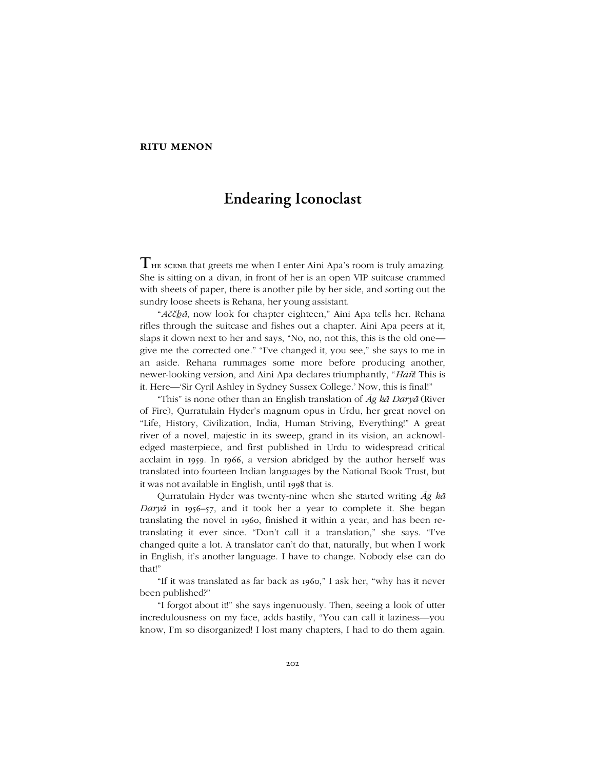**RITU MENON**

# Endearing Iconoclast

THE SCENE that greets me when I enter Aini Apa's room is truly amazing. She is sitting on a divan, in front of her is an open VIP suitcase crammed with sheets of paper, there is another pile by her side, and sorting out the sundry loose sheets is Rehana, her young assistant.

"*Aččhā*, now look for chapter eighteen," Aini Apa tells her. Rehana rifles through the suitcase and fishes out a chapter. Aini Apa peers at it, slaps it down next to her and says, "No, no, not this, this is the old one—give me the corrected one." "I've changed it, you see," she says to me in an aside. Rehana rummages some more before producing another, newer-looking version, and Aini Apa declares triumphantly, "*Hāñ*! This is it. Here—'Sir Cyril Ashley in Sydney Sussex College.' Now, this is final!"

"This" is none other than an English translation of *Āg kā Daryā* (River of Fire), Qurratulain Hyder's magnum opus in Urdu, her great novel on "Life, History, Civilization, India, Human Striving, Everything!" A great river of a novel, majestic in its sweep, grand in its vision, an acknowledged masterpiece, and first published in Urdu to widespread critical acclaim in 1959. In 1966, a version abridged by the author herself was translated into fourteen Indian languages by the National Book Trust, but it was not available in English, until 1998 that is.

Qurratulain Hyder was twenty-nine when she started writing *Āg kā Daryā* in 1956–57, and it took her a year to complete it. She began translating the novel in 1960, finished it within a year, and has been re-translating it ever since. "Don't call it a translation," she says. "I've changed quite a lot. A translator can't do that, naturally, but when I work in English, it's another language. I have to change. Nobody else can do that!"

"If it was translated as far back as 1960," I ask her, "why has it never been published?"

"I forgot about it!" she says ingenuously. Then, seeing a look of utter incredulousness on my face, adds hastily, "You can call it laziness—you know, I'm so disorganized! I lost many chapters, I had to do them again.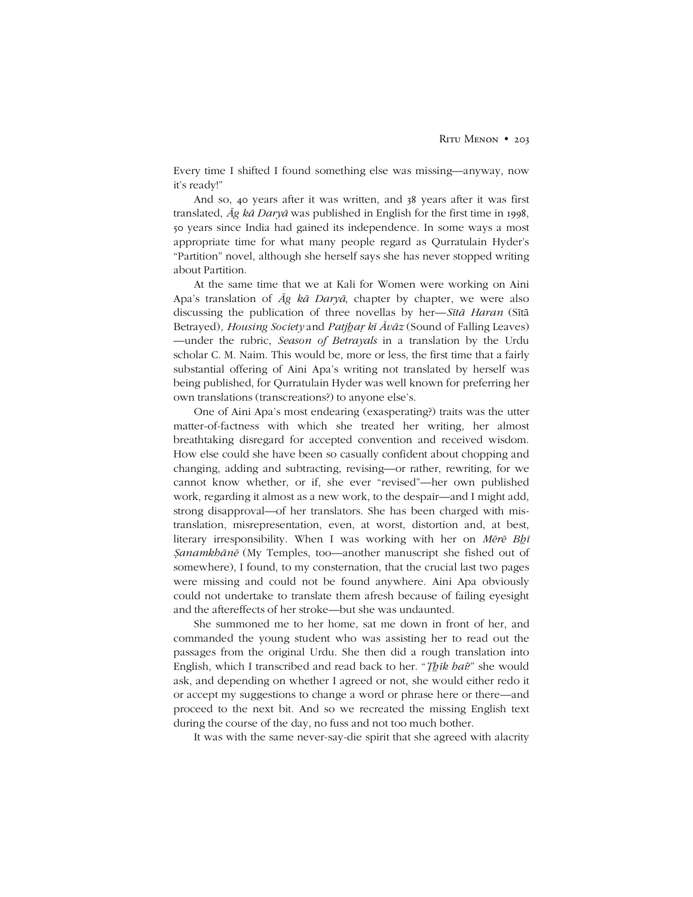Every time I shifted I found something else was missing—anyway, now it's ready!"

And so, 40 years after it was written, and 38 years after it was first translated, *Āg kā Daryā* was published in English for the first time in 1998, 50 years since India had gained its independence. In some ways a most appropriate time for what many people regard as Qurratulain Hyder's "Partition" novel, although she herself says she has never stopped writing about Partition.

At the same time that we at Kali for Women were working on Aini Apa's translation of *Āg kā Daryā*, chapter by chapter, we were also discussing the publication of three novellas by her—*Sītā Haran* (Sītā Betrayed), *Housing Society* and *Patjhaṛ kī Āvāz* (Sound of Falling Leaves)—under the rubric, *Season of Betrayals* in a translation by the Urdu scholar C. M. Naim. This would be, more or less, the first time that a fairly substantial offering of Aini Apa's writing not translated by herself was being published, for Qurratulain Hyder was well known for preferring her own translations (transcreations?) to anyone else's.

One of Aini Apa's most endearing (exasperating?) traits was the utter matter-of-factness with which she treated her writing, her almost breathtaking disregard for accepted convention and received wisdom. How else could she have been so casually confident about chopping and changing, adding and subtracting, revising—or rather, rewriting, for we cannot know whether, or if, she ever "revised"—her own published work, regarding it almost as a new work, to the despair—and I might add, strong disapproval—of her translators. She has been charged with mistranslation, misrepresentation, even, at worst, distortion and, at best, literary irresponsibility. When I was working with her on *Mērē Bhī Ṣanamkhānē* (My Temples, too—another manuscript she fished out of somewhere), I found, to my consternation, that the crucial last two pages were missing and could not be found anywhere. Aini Apa obviously could not undertake to translate them afresh because of failing eyesight and the aftereffects of her stroke—but she was undaunted.

She summoned me to her home, sat me down in front of her, and commanded the young student who was assisting her to read out the passages from the original Urdu. She then did a rough translation into English, which I transcribed and read back to her. "*Ṭhīk hai?*" she would ask, and depending on whether I agreed or not, she would either redo it or accept my suggestions to change a word or phrase here or there—and proceed to the next bit. And so we recreated the missing English text during the course of the day, no fuss and not too much bother.

It was with the same never-say-die spirit that she agreed with alacrity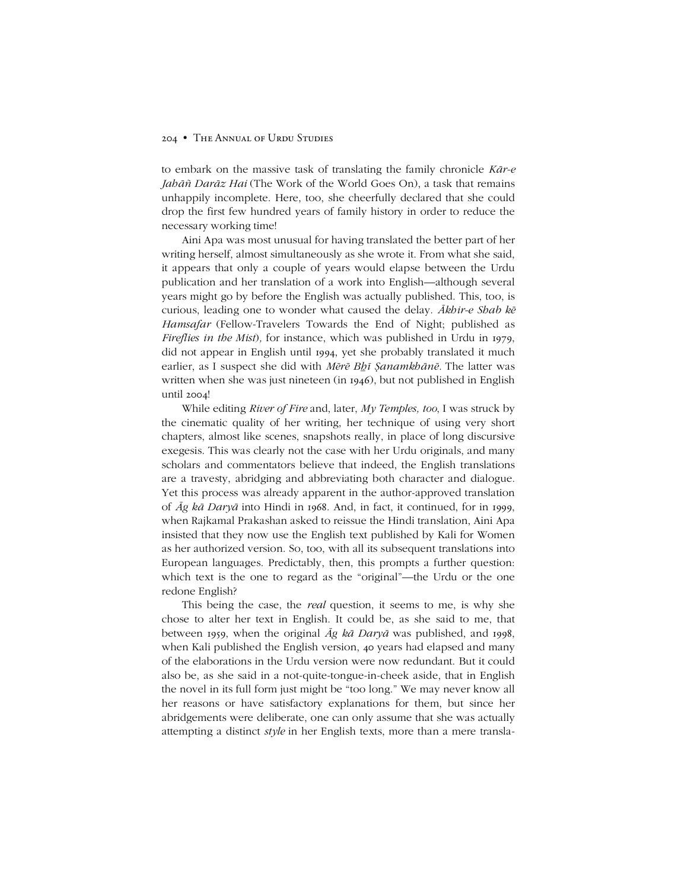to embark on the massive task of translating the family chronicle *Kār-e Jahāñ Darāz Hai* (The Work of the World Goes On), a task that remains unhappily incomplete. Here, too, she cheerfully declared that she could drop the first few hundred years of family history in order to reduce the necessary working time!

Aini Apa was most unusual for having translated the better part of her writing herself, almost simultaneously as she wrote it. From what she said, it appears that only a couple of years would elapse between the Urdu publication and her translation of a work into English—although several years might go by before the English was actually published. This, too, is curious, leading one to wonder what caused the delay. *Ākhir-e Shab kē Hamsafar* (Fellow-Travelers Towards the End of Night; published as *Fireflies in the Mist*), for instance, which was published in Urdu in 1979, did not appear in English until 1994, yet she probably translated it much earlier, as I suspect she did with *Mērē Bẖī Ṣanamkhānē*. The latter was written when she was just nineteen (in 1946), but not published in English until 2004!

While editing *River of Fire* and, later, *My Temples, too*, I was struck by the cinematic quality of her writing, her technique of using very short chapters, almost like scenes, snapshots really, in place of long discursive exegesis. This was clearly not the case with her Urdu originals, and many scholars and commentators believe that indeed, the English translations are a travesty, abridging and abbreviating both character and dialogue. Yet this process was already apparent in the author-approved translation of *Āg kā Daryā* into Hindi in 1968. And, in fact, it continued, for in 1999, when Rajkamal Prakashan asked to reissue the Hindi translation, Aini Apa insisted that they now use the English text published by Kali for Women as her authorized version. So, too, with all its subsequent translations into European languages. Predictably, then, this prompts a further question: which text is the one to regard as the "original"—the Urdu or the one redone English?

This being the case, the *real* question, it seems to me, is why she chose to alter her text in English. It could be, as she said to me, that between 1959, when the original *Āg kā Daryā* was published, and 1998, when Kali published the English version, 40 years had elapsed and many of the elaborations in the Urdu version were now redundant. But it could also be, as she said in a not-quite-tongue-in-cheek aside, that in English the novel in its full form just might be "too long." We may never know all her reasons or have satisfactory explanations for them, but since her abridgements were deliberate, one can only assume that she was actually attempting a distinct *style* in her English texts, more than a mere transla-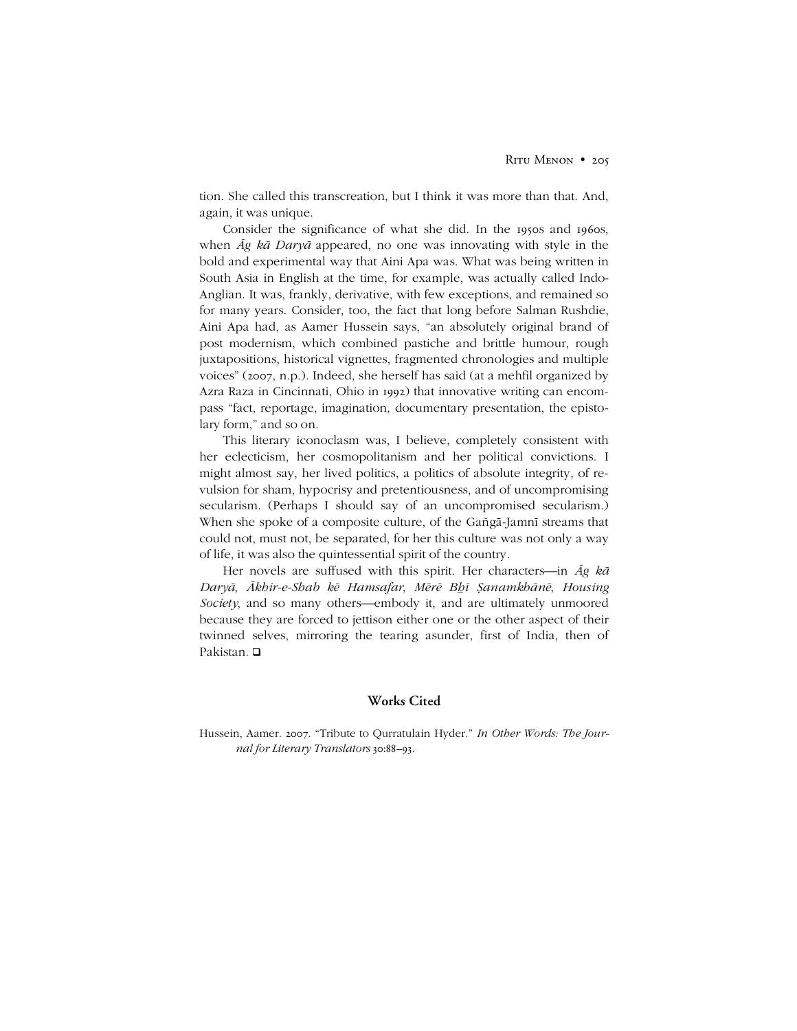tion. She called this transcreation, but I think it was more than that. And, again, it was unique.

Consider the significance of what she did. In the 1950s and 1960s, when *Āg kā Daryā* appeared, no one was innovating with style in the bold and experimental way that Aini Apa was. What was being written in South Asia in English at the time, for example, was actually called Indo-Anglian. It was, frankly, derivative, with few exceptions, and remained so for many years. Consider, too, the fact that long before Salman Rushdie, Aini Apa had, as Aamer Hussein says, "an absolutely original brand of post modernism, which combined pastiche and brittle humour, rough juxtapositions, historical vignettes, fragmented chronologies and multiple voices" (2007, n.p.). Indeed, she herself has said (at a mehfil organized by Azra Raza in Cincinnati, Ohio in 1992) that innovative writing can encompass "fact, reportage, imagination, documentary presentation, the epistolary form," and so on.

This literary iconoclasm was, I believe, completely consistent with her eclecticism, her cosmopolitanism and her political convictions. I might almost say, her lived politics, a politics of absolute integrity, of revulsion for sham, hypocrisy and pretentiousness, and of uncompromising secularism. (Perhaps I should say of an uncompromised secularism.) When she spoke of a composite culture, of the Gañgā-Jamnī streams that could not, must not, be separated, for her this culture was not only a way of life, it was also the quintessential spirit of the country.

Her novels are suffused with this spirit. Her characters—in *Āg kā Daryā*, *Ākhir-e-Shab kē Hamsafar*, *Mērē Bẖī Ṣanamkhānē*, *Housing Society*, and so many others—embody it, and are ultimately unmoored because they are forced to jettison either one or the other aspect of their twinned selves, mirroring the tearing asunder, first of India, then of Pakistan. ❑

## Works Cited

Hussein, Aamer. 2007. "Tribute to Qurratulain Hyder." *In Other Words: The Journal for Literary Translators* 30:88–93.